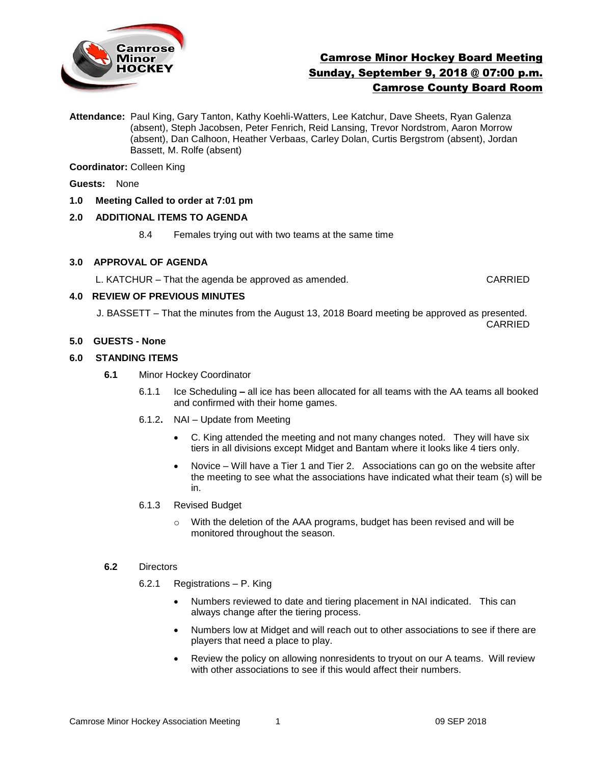# Camrose Minor Hockey Board Meeting
## Sunday, September 9, 2018 @ 07:00 p.m.
## Camrose County Board Room

**Attendance:** Paul King, Gary Tanton, Kathy Koehli-Watters, Lee Katchur, Dave Sheets, Ryan Galenza (absent), Steph Jacobsen, Peter Fenrich, Reid Lansing, Trevor Nordstrom, Aaron Morrow (absent), Dan Calhoon, Heather Verbaas, Carley Dolan, Curtis Bergstrom (absent), Jordan Bassett, M. Rolfe (absent)

**Coordinator:** Colleen King

**Guests:** None

**1.0 Meeting Called to order at 7:01 pm**

**2.0 ADDITIONAL ITEMS TO AGENDA**

8.4 Females trying out with two teams at the same time

**3.0 APPROVAL OF AGENDA**

L. KATCHUR – That the agenda be approved as amended. CARRIED

**4.0 REVIEW OF PREVIOUS MINUTES**

J. BASSETT – That the minutes from the August 13, 2018 Board meeting be approved as presented. CARRIED

**5.0 GUESTS - None**

**6.0 STANDING ITEMS**

**6.1** Minor Hockey Coordinator

6.1.1 Ice Scheduling **–** all ice has been allocated for all teams with the AA teams all booked and confirmed with their home games.

6.1.2**.** NAI – Update from Meeting

- C. King attended the meeting and not many changes noted. They will have six tiers in all divisions except Midget and Bantam where it looks like 4 tiers only.
- Novice – Will have a Tier 1 and Tier 2. Associations can go on the website after the meeting to see what the associations have indicated what their team (s) will be in.

6.1.3 Revised Budget

- With the deletion of the AAA programs, budget has been revised and will be monitored throughout the season.

**6.2** Directors

6.2.1 Registrations – P. King

- Numbers reviewed to date and tiering placement in NAI indicated. This can always change after the tiering process.
- Numbers low at Midget and will reach out to other associations to see if there are players that need a place to play.
- Review the policy on allowing nonresidents to tryout on our A teams. Will review with other associations to see if this would affect their numbers.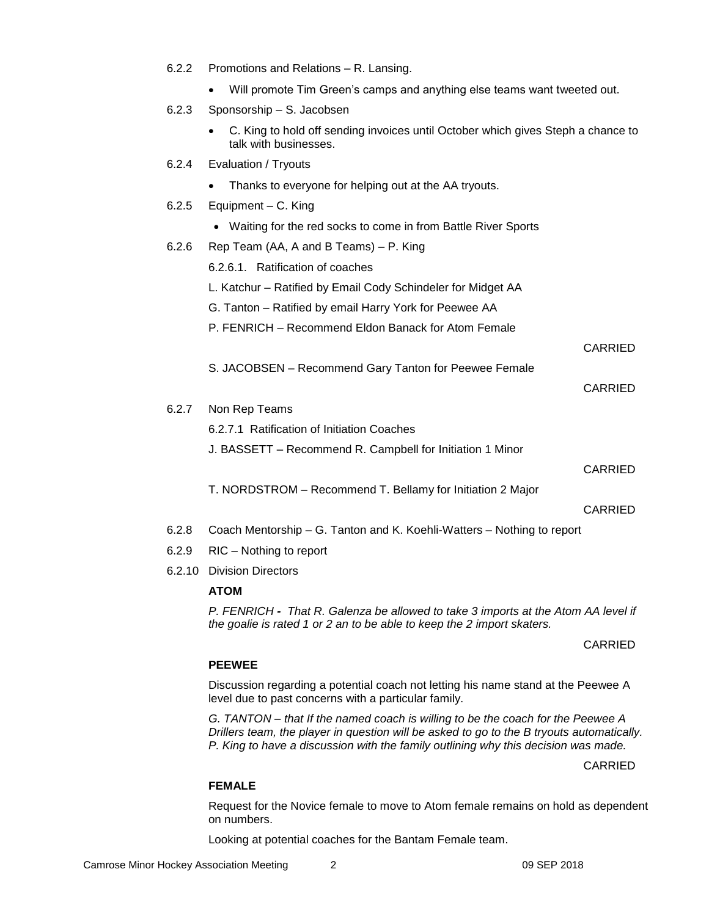6.2.2 Promotions and Relations – R. Lansing.

- Will promote Tim Green's camps and anything else teams want tweeted out.

6.2.3 Sponsorship – S. Jacobsen

- C. King to hold off sending invoices until October which gives Steph a chance to talk with businesses.

6.2.4 Evaluation / Tryouts

- Thanks to everyone for helping out at the AA tryouts.

6.2.5 Equipment – C. King

- Waiting for the red socks to come in from Battle River Sports

6.2.6 Rep Team (AA, A and B Teams) – P. King

6.2.6.1. Ratification of coaches

L. Katchur – Ratified by Email Cody Schindeler for Midget AA

G. Tanton – Ratified by email Harry York for Peewee AA

P. FENRICH – Recommend Eldon Banack for Atom Female

CARRIED

S. JACOBSEN – Recommend Gary Tanton for Peewee Female

CARRIED

6.2.7 Non Rep Teams

6.2.7.1 Ratification of Initiation Coaches

J. BASSETT – Recommend R. Campbell for Initiation 1 Minor

CARRIED

T. NORDSTROM – Recommend T. Bellamy for Initiation 2 Major

CARRIED

6.2.8 Coach Mentorship – G. Tanton and K. Koehli-Watters – Nothing to report

6.2.9 RIC – Nothing to report

6.2.10 Division Directors

**ATOM**

*P. FENRICH - That R. Galenza be allowed to take 3 imports at the Atom AA level if the goalie is rated 1 or 2 an to be able to keep the 2 import skaters.*

CARRIED

**PEEWEE**

Discussion regarding a potential coach not letting his name stand at the Peewee A level due to past concerns with a particular family.

*G. TANTON – that If the named coach is willing to be the coach for the Peewee A Drillers team, the player in question will be asked to go to the B tryouts automatically. P. King to have a discussion with the family outlining why this decision was made.*

CARRIED

**FEMALE**

Request for the Novice female to move to Atom female remains on hold as dependent on numbers.

Looking at potential coaches for the Bantam Female team.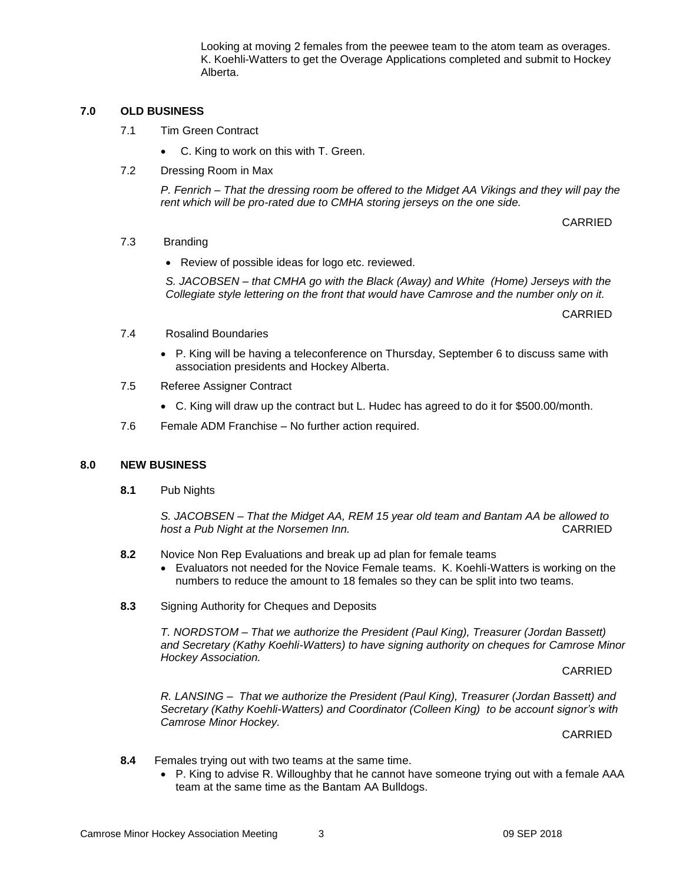Looking at moving 2 females from the peewee team to the atom team as overages. K. Koehli-Watters to get the Overage Applications completed and submit to Hockey Alberta.

## 7.0 OLD BUSINESS

7.1 Tim Green Contract

- C. King to work on this with T. Green.

7.2 Dressing Room in Max

*P. Fenrich – That the dressing room be offered to the Midget AA Vikings and they will pay the rent which will be pro-rated due to CMHA storing jerseys on the one side.*

CARRIED

7.3 Branding

- Review of possible ideas for logo etc. reviewed.

*S. JACOBSEN – that CMHA go with the Black (Away) and White (Home) Jerseys with the Collegiate style lettering on the front that would have Camrose and the number only on it.*

CARRIED

7.4 Rosalind Boundaries

- P. King will be having a teleconference on Thursday, September 6 to discuss same with association presidents and Hockey Alberta.

7.5 Referee Assigner Contract

- C. King will draw up the contract but L. Hudec has agreed to do it for $500.00/month.

7.6 Female ADM Franchise – No further action required.

## 8.0 NEW BUSINESS

**8.1** Pub Nights

*S. JACOBSEN – That the Midget AA, REM 15 year old team and Bantam AA be allowed to host a Pub Night at the Norsemen Inn.* CARRIED

**8.2** Novice Non Rep Evaluations and break up ad plan for female teams

- Evaluators not needed for the Novice Female teams. K. Koehli-Watters is working on the numbers to reduce the amount to 18 females so they can be split into two teams.

**8.3** Signing Authority for Cheques and Deposits

*T. NORDSTOM – That we authorize the President (Paul King), Treasurer (Jordan Bassett) and Secretary (Kathy Koehli-Watters) to have signing authority on cheques for Camrose Minor Hockey Association.*

CARRIED

*R. LANSING – That we authorize the President (Paul King), Treasurer (Jordan Bassett) and Secretary (Kathy Koehli-Watters) and Coordinator (Colleen King) to be account signor's with Camrose Minor Hockey.*

CARRIED

**8.4** Females trying out with two teams at the same time.

- P. King to advise R. Willoughby that he cannot have someone trying out with a female AAA team at the same time as the Bantam AA Bulldogs.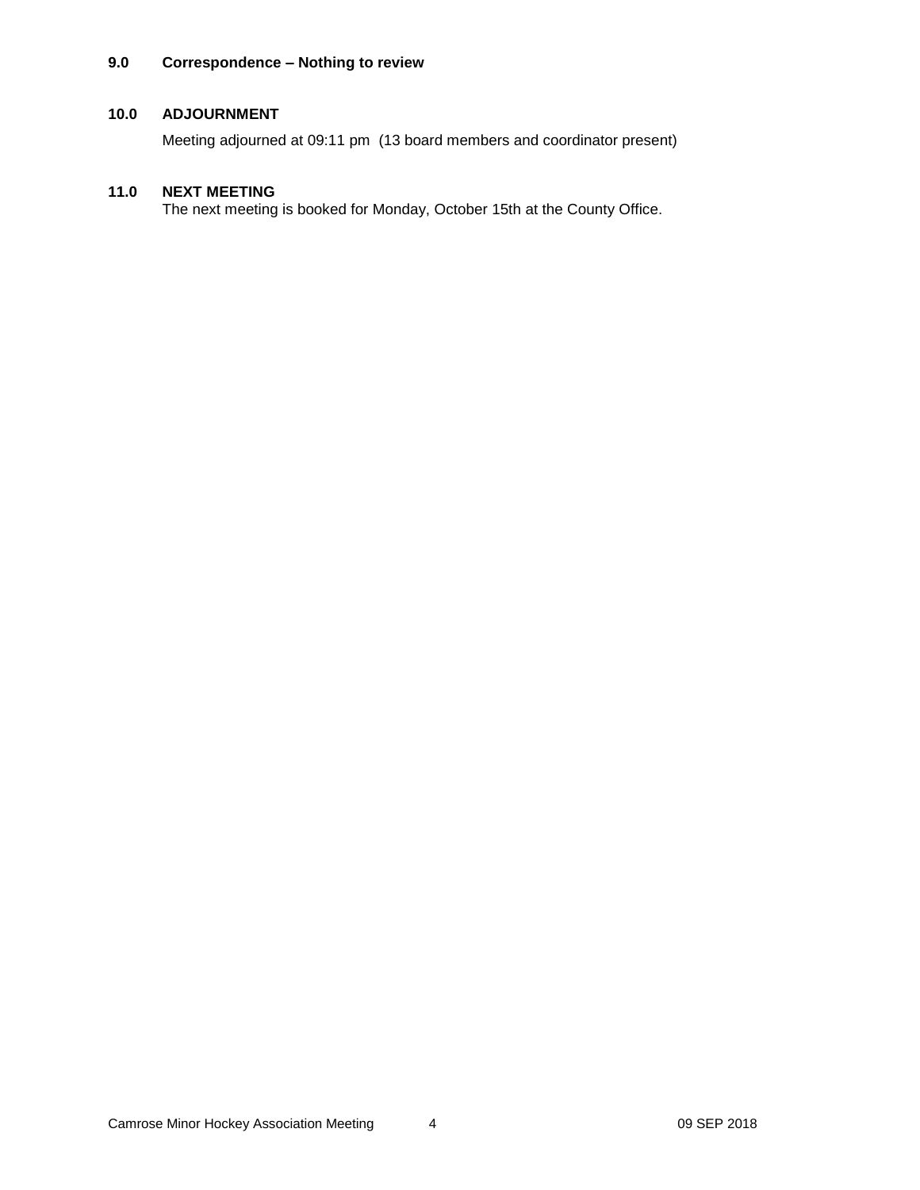**9.0 Correspondence – Nothing to review**

**10.0 ADJOURNMENT**

Meeting adjourned at 09:11 pm (13 board members and coordinator present)

**11.0 NEXT MEETING**

The next meeting is booked for Monday, October 15th at the County Office.